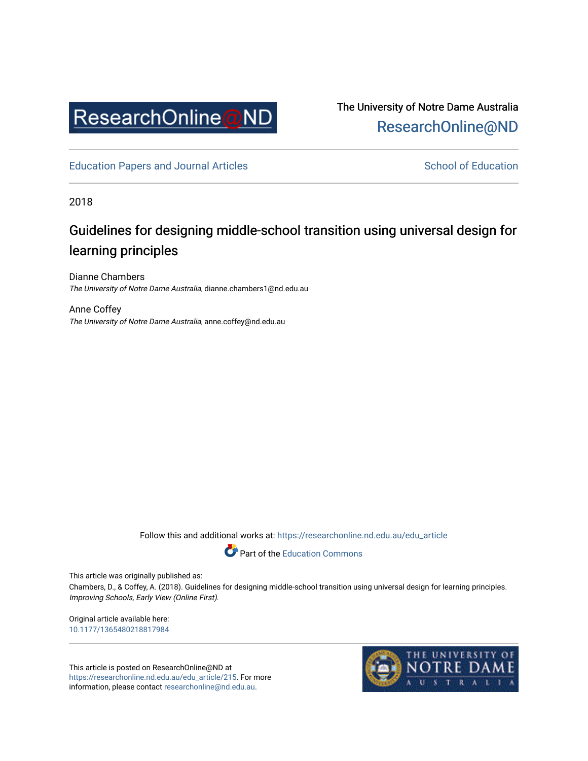The University of Notre Dame Australia
ResearchOnline@ND

Education Papers and Journal Articles

School of Education

2018

# Guidelines for designing middle-school transition using universal design for learning principles

Dianne Chambers
*The University of Notre Dame Australia*, dianne.chambers1@nd.edu.au

Anne Coffey
*The University of Notre Dame Australia*, anne.coffey@nd.edu.au

Follow this and additional works at: https://researchonline.nd.edu.au/edu_article

Part of the Education Commons

This article was originally published as:
Chambers, D., & Coffey, A. (2018). Guidelines for designing middle-school transition using universal design for learning principles. *Improving Schools, Early View (Online First)*.

Original article available here:
10.1177/1365480218817984

This article is posted on ResearchOnline@ND at https://researchonline.nd.edu.au/edu_article/215. For more information, please contact researchonline@nd.edu.au.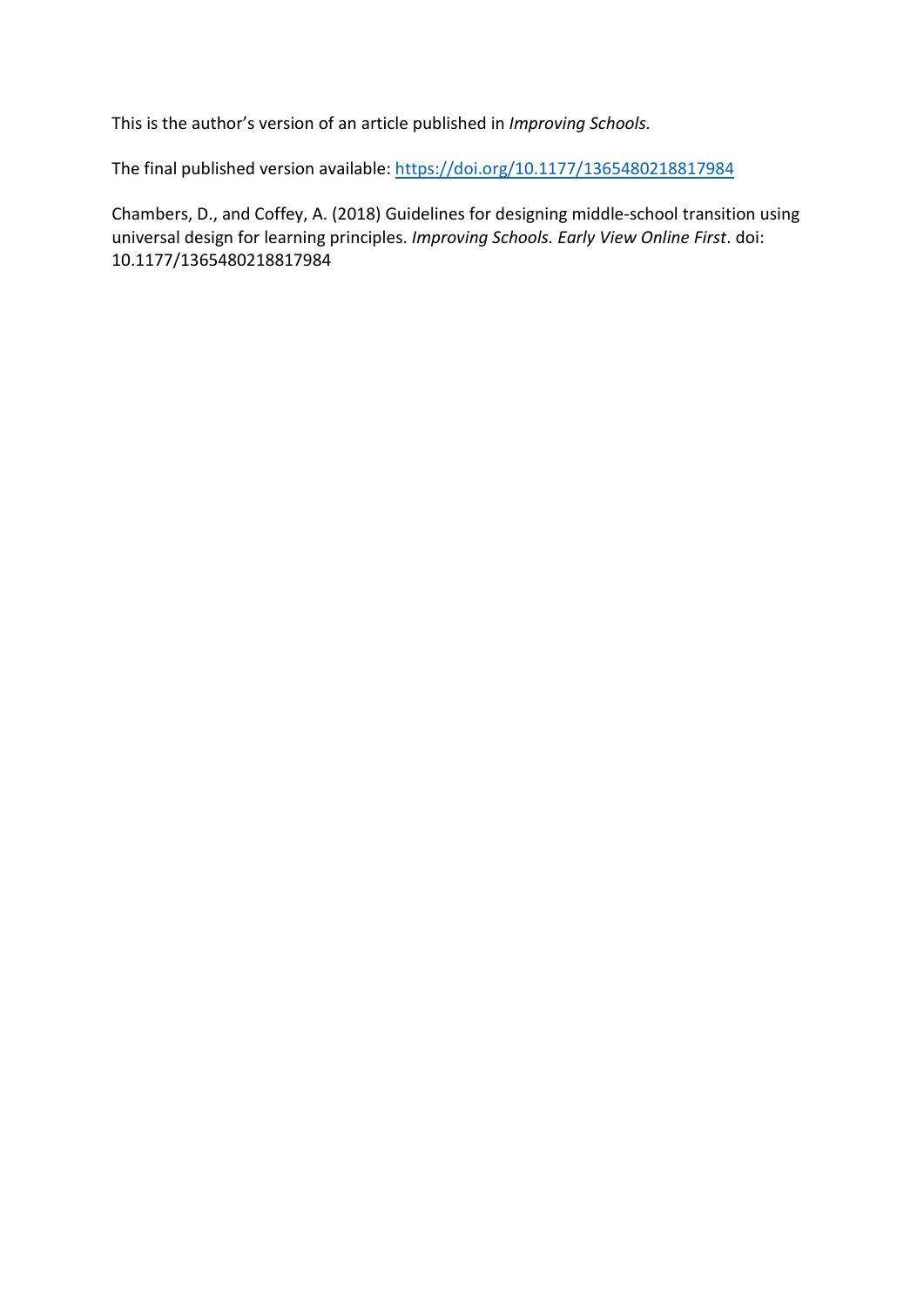This is the author's version of an article published in *Improving Schools.*

The final published version available: [https://doi.org/10.1177/1365480218817984](https://doi.org/10.1177/1365480218817984)

Chambers, D., and Coffey, A. (2018) Guidelines for designing middle-school transition using universal design for learning principles. *Improving Schools. Early View Online First*. doi: 10.1177/1365480218817984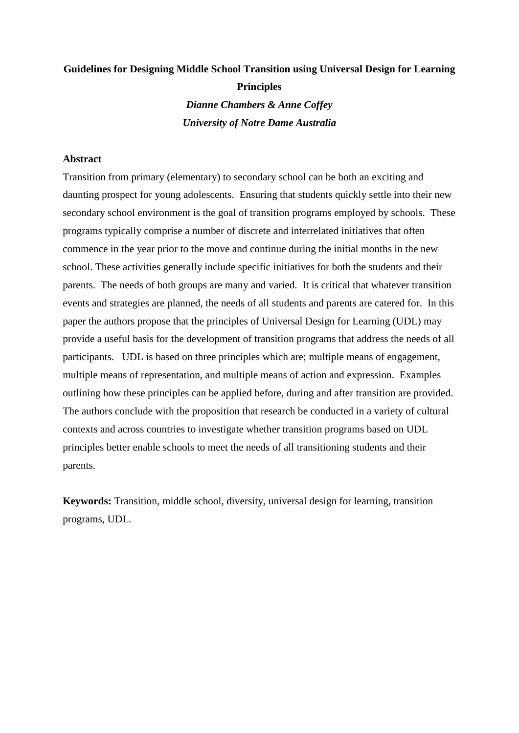**Guidelines for Designing Middle School Transition using Universal Design for Learning Principles**

***Dianne Chambers & Anne Coffey***

***University of Notre Dame Australia***

**Abstract**

Transition from primary (elementary) to secondary school can be both an exciting and daunting prospect for young adolescents. Ensuring that students quickly settle into their new secondary school environment is the goal of transition programs employed by schools. These programs typically comprise a number of discrete and interrelated initiatives that often commence in the year prior to the move and continue during the initial months in the new school. These activities generally include specific initiatives for both the students and their parents. The needs of both groups are many and varied. It is critical that whatever transition events and strategies are planned, the needs of all students and parents are catered for. In this paper the authors propose that the principles of Universal Design for Learning (UDL) may provide a useful basis for the development of transition programs that address the needs of all participants. UDL is based on three principles which are; multiple means of engagement, multiple means of representation, and multiple means of action and expression. Examples outlining how these principles can be applied before, during and after transition are provided. The authors conclude with the proposition that research be conducted in a variety of cultural contexts and across countries to investigate whether transition programs based on UDL principles better enable schools to meet the needs of all transitioning students and their parents.

**Keywords:** Transition, middle school, diversity, universal design for learning, transition programs, UDL.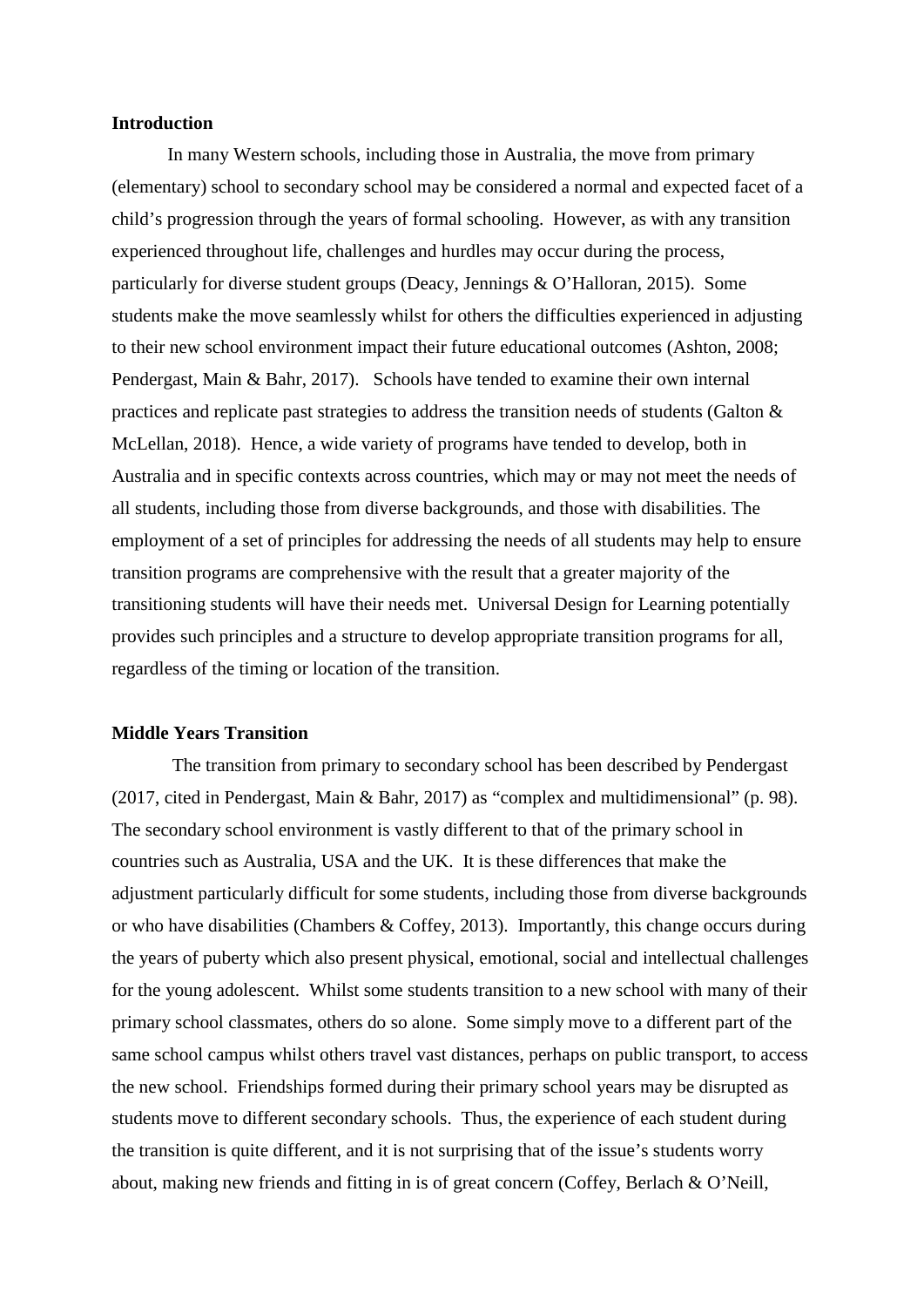**Introduction**

In many Western schools, including those in Australia, the move from primary (elementary) school to secondary school may be considered a normal and expected facet of a child's progression through the years of formal schooling. However, as with any transition experienced throughout life, challenges and hurdles may occur during the process, particularly for diverse student groups (Deacy, Jennings & O'Halloran, 2015). Some students make the move seamlessly whilst for others the difficulties experienced in adjusting to their new school environment impact their future educational outcomes (Ashton, 2008; Pendergast, Main & Bahr, 2017). Schools have tended to examine their own internal practices and replicate past strategies to address the transition needs of students (Galton & McLellan, 2018). Hence, a wide variety of programs have tended to develop, both in Australia and in specific contexts across countries, which may or may not meet the needs of all students, including those from diverse backgrounds, and those with disabilities. The employment of a set of principles for addressing the needs of all students may help to ensure transition programs are comprehensive with the result that a greater majority of the transitioning students will have their needs met. Universal Design for Learning potentially provides such principles and a structure to develop appropriate transition programs for all, regardless of the timing or location of the transition.

**Middle Years Transition**

The transition from primary to secondary school has been described by Pendergast (2017, cited in Pendergast, Main & Bahr, 2017) as "complex and multidimensional" (p. 98). The secondary school environment is vastly different to that of the primary school in countries such as Australia, USA and the UK. It is these differences that make the adjustment particularly difficult for some students, including those from diverse backgrounds or who have disabilities (Chambers & Coffey, 2013). Importantly, this change occurs during the years of puberty which also present physical, emotional, social and intellectual challenges for the young adolescent. Whilst some students transition to a new school with many of their primary school classmates, others do so alone. Some simply move to a different part of the same school campus whilst others travel vast distances, perhaps on public transport, to access the new school. Friendships formed during their primary school years may be disrupted as students move to different secondary schools. Thus, the experience of each student during the transition is quite different, and it is not surprising that of the issue's students worry about, making new friends and fitting in is of great concern (Coffey, Berlach & O'Neill,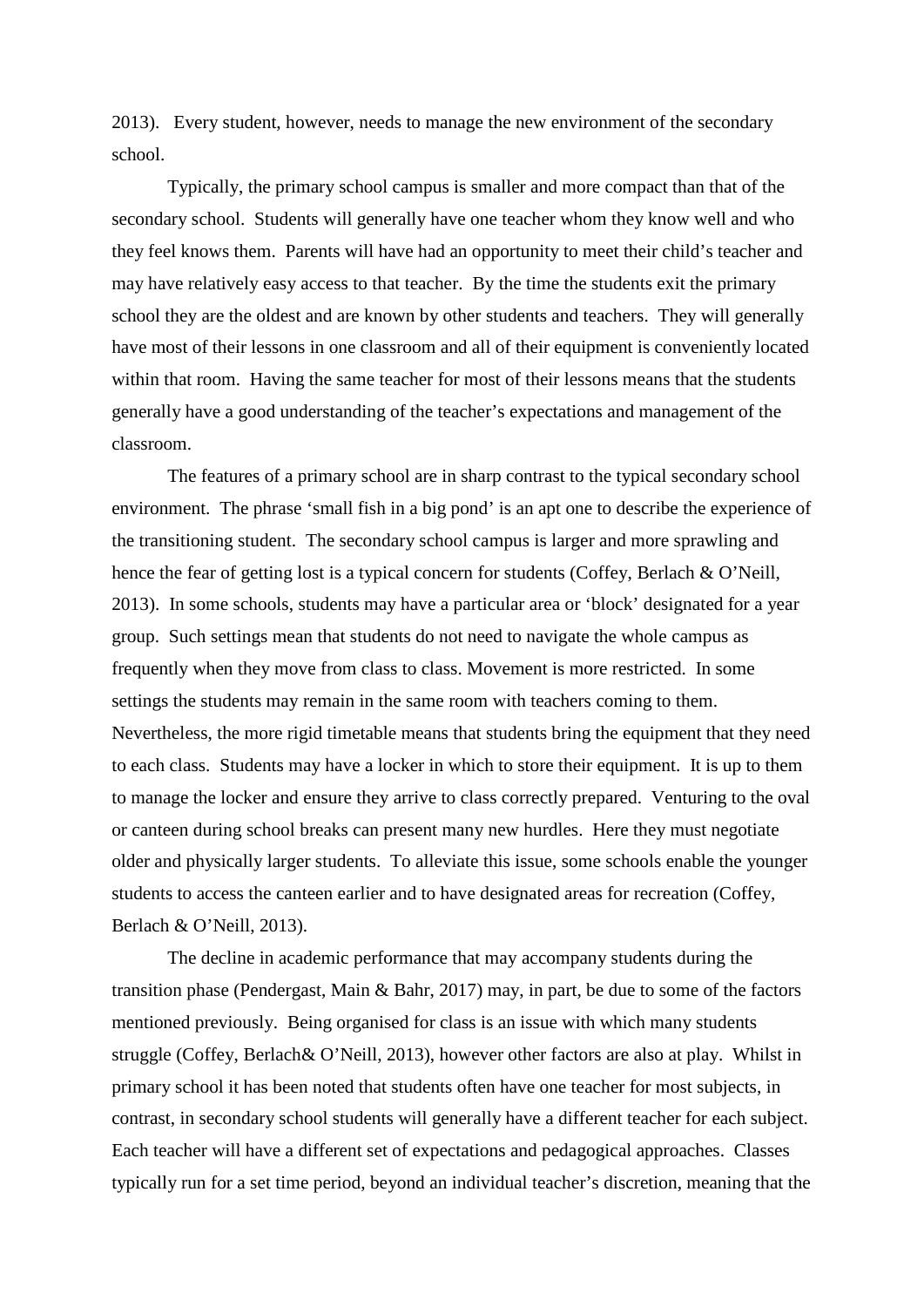2013). Every student, however, needs to manage the new environment of the secondary school.

Typically, the primary school campus is smaller and more compact than that of the secondary school. Students will generally have one teacher whom they know well and who they feel knows them. Parents will have had an opportunity to meet their child's teacher and may have relatively easy access to that teacher. By the time the students exit the primary school they are the oldest and are known by other students and teachers. They will generally have most of their lessons in one classroom and all of their equipment is conveniently located within that room. Having the same teacher for most of their lessons means that the students generally have a good understanding of the teacher's expectations and management of the classroom.

The features of a primary school are in sharp contrast to the typical secondary school environment. The phrase 'small fish in a big pond' is an apt one to describe the experience of the transitioning student. The secondary school campus is larger and more sprawling and hence the fear of getting lost is a typical concern for students (Coffey, Berlach & O'Neill, 2013). In some schools, students may have a particular area or 'block' designated for a year group. Such settings mean that students do not need to navigate the whole campus as frequently when they move from class to class. Movement is more restricted. In some settings the students may remain in the same room with teachers coming to them. Nevertheless, the more rigid timetable means that students bring the equipment that they need to each class. Students may have a locker in which to store their equipment. It is up to them to manage the locker and ensure they arrive to class correctly prepared. Venturing to the oval or canteen during school breaks can present many new hurdles. Here they must negotiate older and physically larger students. To alleviate this issue, some schools enable the younger students to access the canteen earlier and to have designated areas for recreation (Coffey, Berlach & O'Neill, 2013).

The decline in academic performance that may accompany students during the transition phase (Pendergast, Main & Bahr, 2017) may, in part, be due to some of the factors mentioned previously. Being organised for class is an issue with which many students struggle (Coffey, Berlach& O'Neill, 2013), however other factors are also at play. Whilst in primary school it has been noted that students often have one teacher for most subjects, in contrast, in secondary school students will generally have a different teacher for each subject. Each teacher will have a different set of expectations and pedagogical approaches. Classes typically run for a set time period, beyond an individual teacher's discretion, meaning that the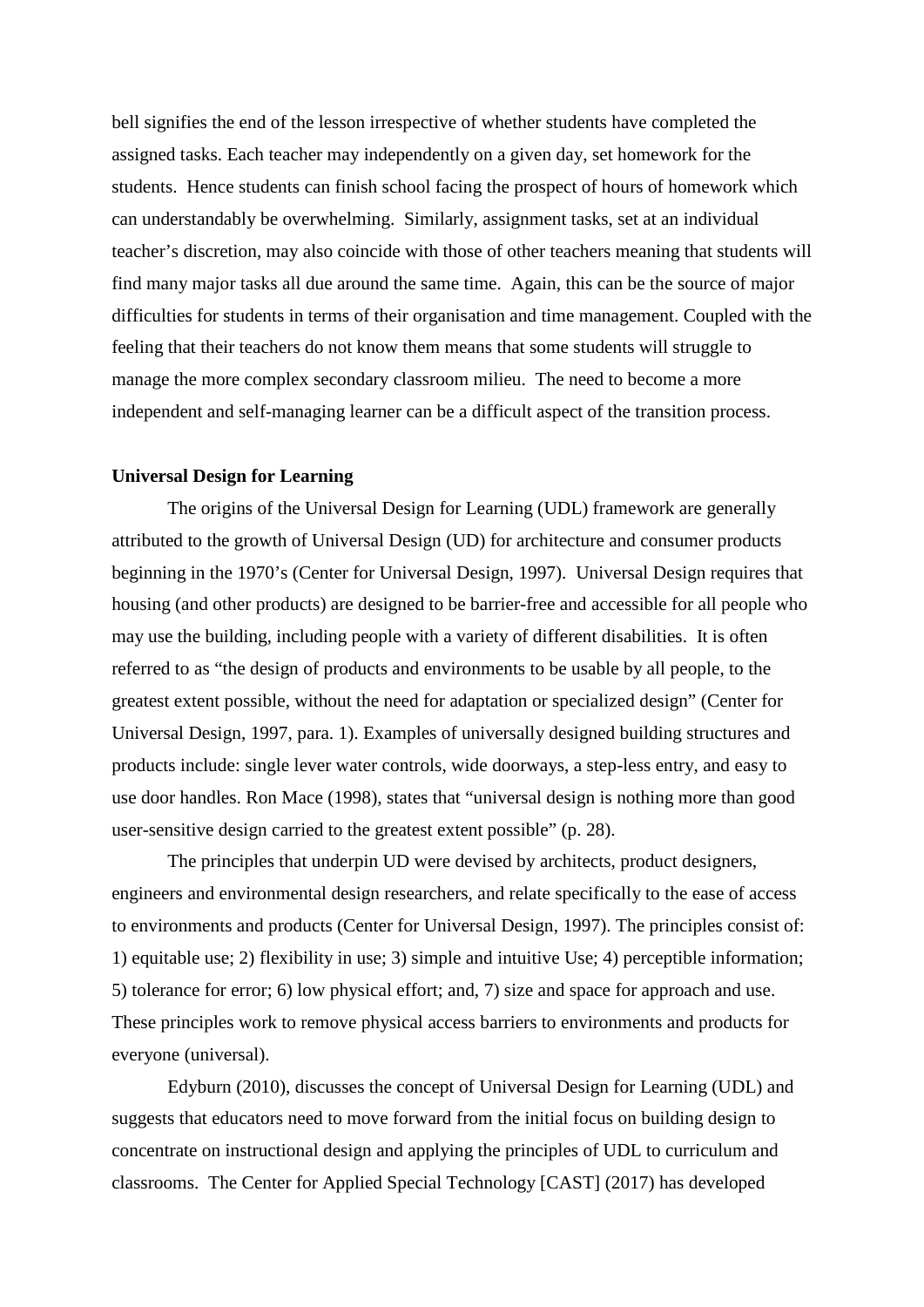bell signifies the end of the lesson irrespective of whether students have completed the assigned tasks. Each teacher may independently on a given day, set homework for the students. Hence students can finish school facing the prospect of hours of homework which can understandably be overwhelming. Similarly, assignment tasks, set at an individual teacher's discretion, may also coincide with those of other teachers meaning that students will find many major tasks all due around the same time. Again, this can be the source of major difficulties for students in terms of their organisation and time management. Coupled with the feeling that their teachers do not know them means that some students will struggle to manage the more complex secondary classroom milieu. The need to become a more independent and self-managing learner can be a difficult aspect of the transition process.

**Universal Design for Learning**

The origins of the Universal Design for Learning (UDL) framework are generally attributed to the growth of Universal Design (UD) for architecture and consumer products beginning in the 1970's (Center for Universal Design, 1997). Universal Design requires that housing (and other products) are designed to be barrier-free and accessible for all people who may use the building, including people with a variety of different disabilities. It is often referred to as "the design of products and environments to be usable by all people, to the greatest extent possible, without the need for adaptation or specialized design" (Center for Universal Design, 1997, para. 1). Examples of universally designed building structures and products include: single lever water controls, wide doorways, a step-less entry, and easy to use door handles. Ron Mace (1998), states that "universal design is nothing more than good user-sensitive design carried to the greatest extent possible" (p. 28).

The principles that underpin UD were devised by architects, product designers, engineers and environmental design researchers, and relate specifically to the ease of access to environments and products (Center for Universal Design, 1997). The principles consist of: 1) equitable use; 2) flexibility in use; 3) simple and intuitive Use; 4) perceptible information; 5) tolerance for error; 6) low physical effort; and, 7) size and space for approach and use. These principles work to remove physical access barriers to environments and products for everyone (universal).

Edyburn (2010), discusses the concept of Universal Design for Learning (UDL) and suggests that educators need to move forward from the initial focus on building design to concentrate on instructional design and applying the principles of UDL to curriculum and classrooms. The Center for Applied Special Technology [CAST] (2017) has developed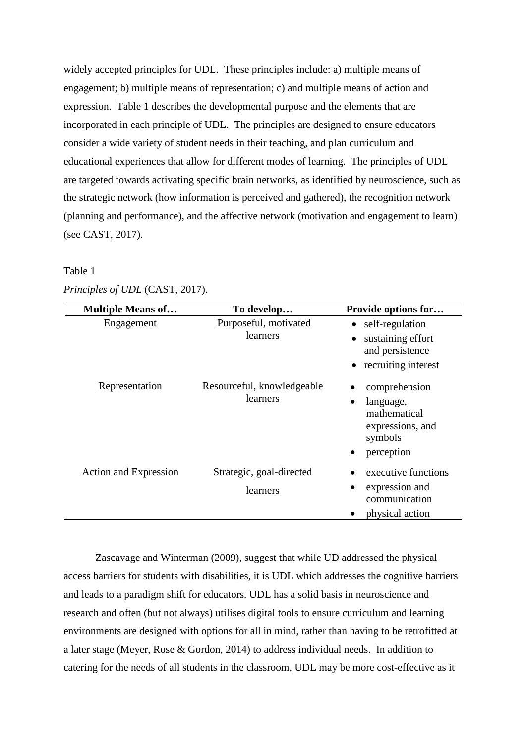widely accepted principles for UDL. These principles include: a) multiple means of engagement; b) multiple means of representation; c) and multiple means of action and expression. Table 1 describes the developmental purpose and the elements that are incorporated in each principle of UDL. The principles are designed to ensure educators consider a wide variety of student needs in their teaching, and plan curriculum and educational experiences that allow for different modes of learning. The principles of UDL are targeted towards activating specific brain networks, as identified by neuroscience, such as the strategic network (how information is perceived and gathered), the recognition network (planning and performance), and the affective network (motivation and engagement to learn) (see CAST, 2017).

Table 1

*Principles of UDL* (CAST, 2017).

| **Multiple Means of…** | **To develop…** | **Provide options for…** |
|---|---|---|
| Engagement | Purposeful, motivated learners | • self-regulation<br>• sustaining effort and persistence<br>• recruiting interest |
| Representation | Resourceful, knowledgeable learners | • comprehension<br>• language, mathematical expressions, and symbols<br>• perception |
| Action and Expression | Strategic, goal-directed learners | • executive functions<br>• expression and communication<br>• physical action |

Zascavage and Winterman (2009), suggest that while UD addressed the physical access barriers for students with disabilities, it is UDL which addresses the cognitive barriers and leads to a paradigm shift for educators. UDL has a solid basis in neuroscience and research and often (but not always) utilises digital tools to ensure curriculum and learning environments are designed with options for all in mind, rather than having to be retrofitted at a later stage (Meyer, Rose & Gordon, 2014) to address individual needs. In addition to catering for the needs of all students in the classroom, UDL may be more cost-effective as it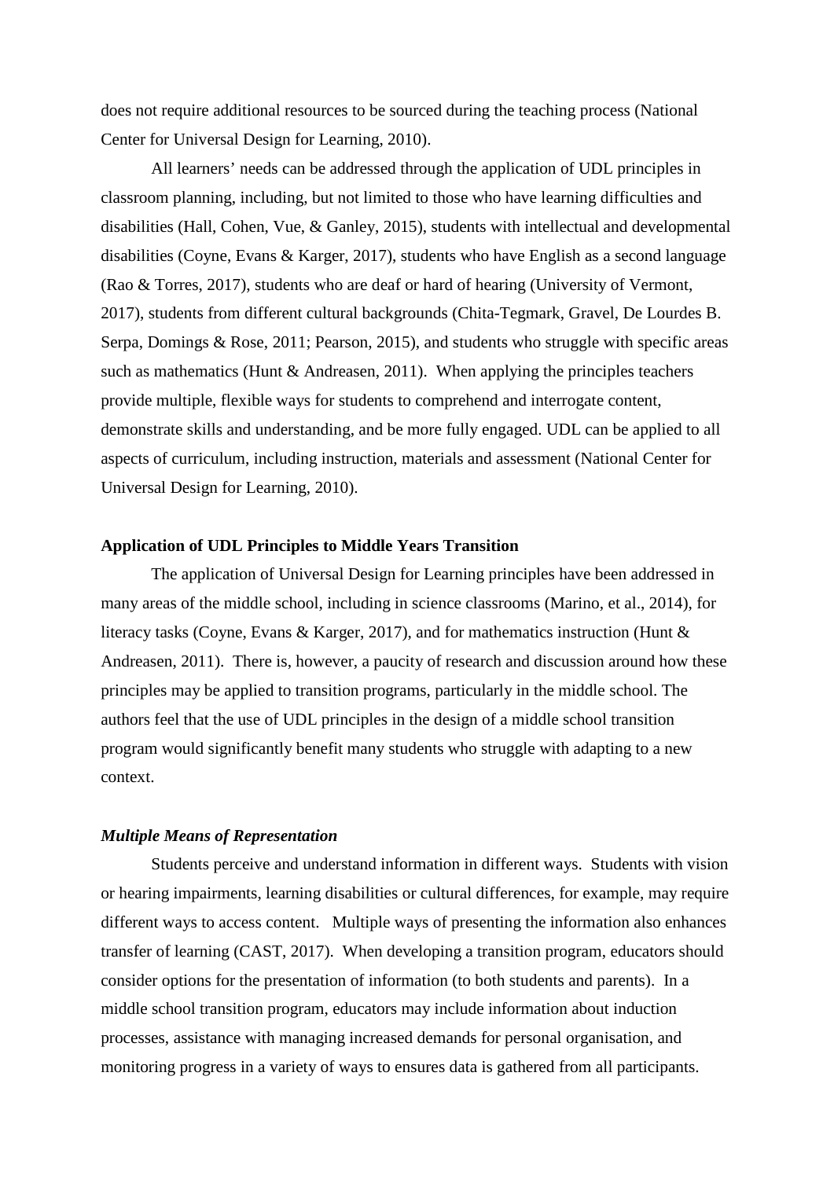does not require additional resources to be sourced during the teaching process (National Center for Universal Design for Learning, 2010).

All learners' needs can be addressed through the application of UDL principles in classroom planning, including, but not limited to those who have learning difficulties and disabilities (Hall, Cohen, Vue, & Ganley, 2015), students with intellectual and developmental disabilities (Coyne, Evans & Karger, 2017), students who have English as a second language (Rao & Torres, 2017), students who are deaf or hard of hearing (University of Vermont, 2017), students from different cultural backgrounds (Chita-Tegmark, Gravel, De Lourdes B. Serpa, Domings & Rose, 2011; Pearson, 2015), and students who struggle with specific areas such as mathematics (Hunt & Andreasen, 2011). When applying the principles teachers provide multiple, flexible ways for students to comprehend and interrogate content, demonstrate skills and understanding, and be more fully engaged. UDL can be applied to all aspects of curriculum, including instruction, materials and assessment (National Center for Universal Design for Learning, 2010).

**Application of UDL Principles to Middle Years Transition**

The application of Universal Design for Learning principles have been addressed in many areas of the middle school, including in science classrooms (Marino, et al., 2014), for literacy tasks (Coyne, Evans & Karger, 2017), and for mathematics instruction (Hunt & Andreasen, 2011). There is, however, a paucity of research and discussion around how these principles may be applied to transition programs, particularly in the middle school. The authors feel that the use of UDL principles in the design of a middle school transition program would significantly benefit many students who struggle with adapting to a new context.

***Multiple Means of Representation***

Students perceive and understand information in different ways. Students with vision or hearing impairments, learning disabilities or cultural differences, for example, may require different ways to access content. Multiple ways of presenting the information also enhances transfer of learning (CAST, 2017). When developing a transition program, educators should consider options for the presentation of information (to both students and parents). In a middle school transition program, educators may include information about induction processes, assistance with managing increased demands for personal organisation, and monitoring progress in a variety of ways to ensures data is gathered from all participants.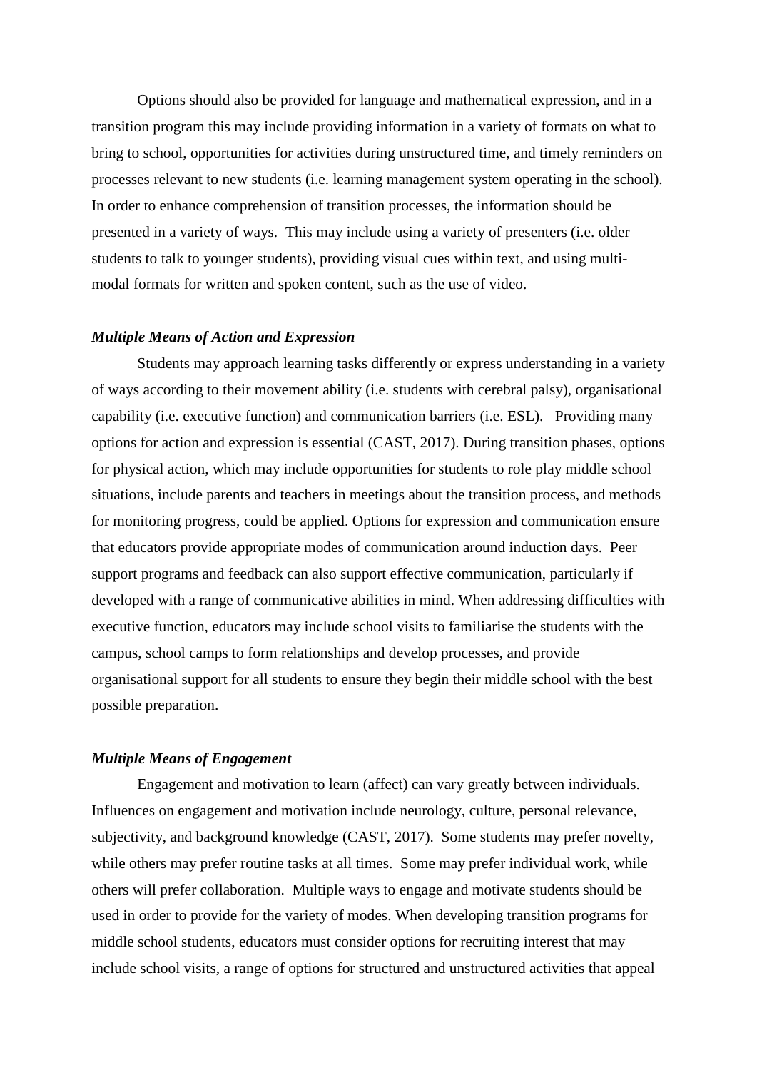Options should also be provided for language and mathematical expression, and in a transition program this may include providing information in a variety of formats on what to bring to school, opportunities for activities during unstructured time, and timely reminders on processes relevant to new students (i.e. learning management system operating in the school). In order to enhance comprehension of transition processes, the information should be presented in a variety of ways. This may include using a variety of presenters (i.e. older students to talk to younger students), providing visual cues within text, and using multi-modal formats for written and spoken content, such as the use of video.

### *Multiple Means of Action and Expression*

Students may approach learning tasks differently or express understanding in a variety of ways according to their movement ability (i.e. students with cerebral palsy), organisational capability (i.e. executive function) and communication barriers (i.e. ESL). Providing many options for action and expression is essential (CAST, 2017). During transition phases, options for physical action, which may include opportunities for students to role play middle school situations, include parents and teachers in meetings about the transition process, and methods for monitoring progress, could be applied. Options for expression and communication ensure that educators provide appropriate modes of communication around induction days. Peer support programs and feedback can also support effective communication, particularly if developed with a range of communicative abilities in mind. When addressing difficulties with executive function, educators may include school visits to familiarise the students with the campus, school camps to form relationships and develop processes, and provide organisational support for all students to ensure they begin their middle school with the best possible preparation.

### *Multiple Means of Engagement*

Engagement and motivation to learn (affect) can vary greatly between individuals. Influences on engagement and motivation include neurology, culture, personal relevance, subjectivity, and background knowledge (CAST, 2017). Some students may prefer novelty, while others may prefer routine tasks at all times. Some may prefer individual work, while others will prefer collaboration. Multiple ways to engage and motivate students should be used in order to provide for the variety of modes. When developing transition programs for middle school students, educators must consider options for recruiting interest that may include school visits, a range of options for structured and unstructured activities that appeal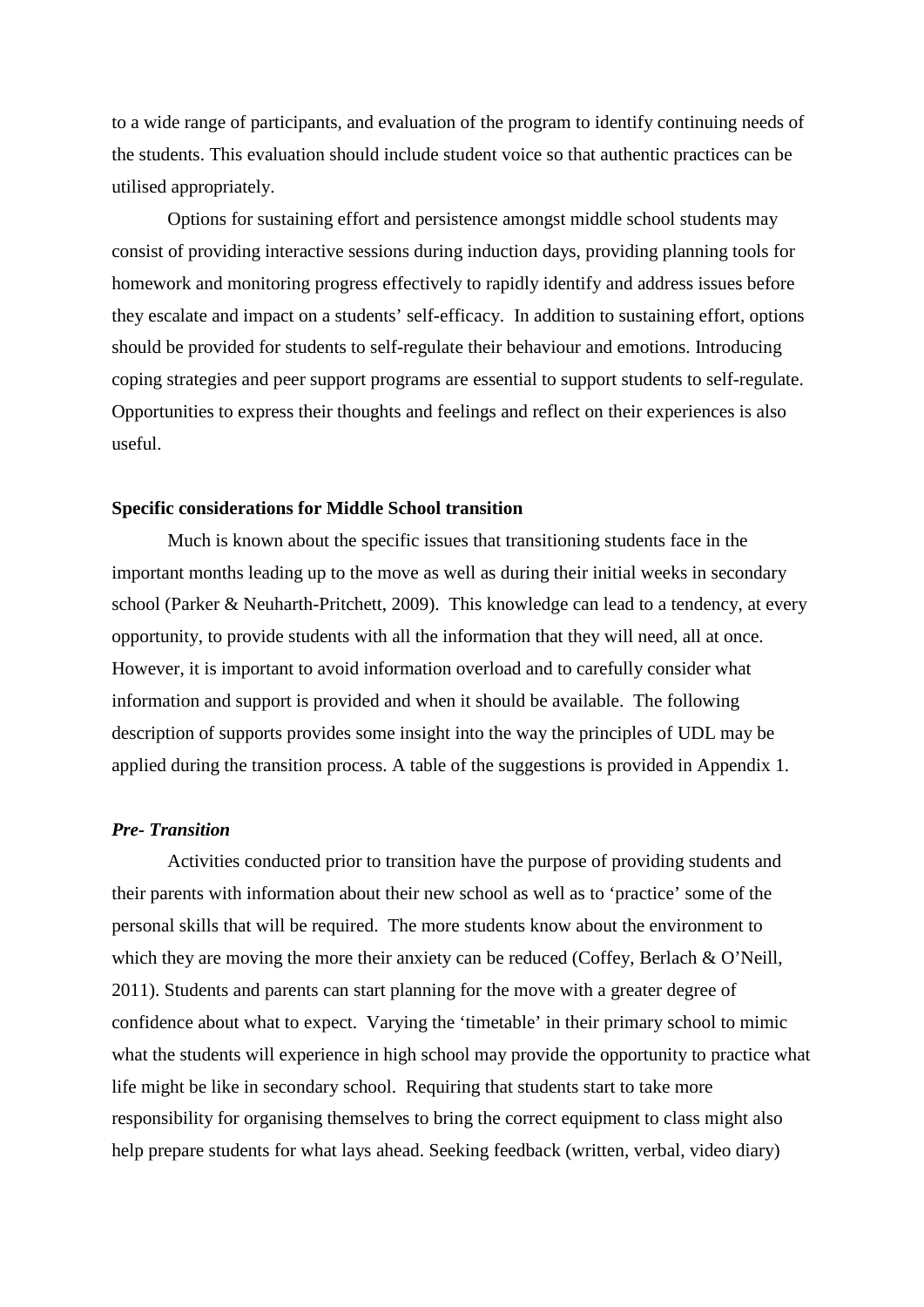to a wide range of participants, and evaluation of the program to identify continuing needs of the students. This evaluation should include student voice so that authentic practices can be utilised appropriately.

Options for sustaining effort and persistence amongst middle school students may consist of providing interactive sessions during induction days, providing planning tools for homework and monitoring progress effectively to rapidly identify and address issues before they escalate and impact on a students' self-efficacy. In addition to sustaining effort, options should be provided for students to self-regulate their behaviour and emotions. Introducing coping strategies and peer support programs are essential to support students to self-regulate. Opportunities to express their thoughts and feelings and reflect on their experiences is also useful.

**Specific considerations for Middle School transition**

Much is known about the specific issues that transitioning students face in the important months leading up to the move as well as during their initial weeks in secondary school (Parker & Neuharth-Pritchett, 2009). This knowledge can lead to a tendency, at every opportunity, to provide students with all the information that they will need, all at once. However, it is important to avoid information overload and to carefully consider what information and support is provided and when it should be available. The following description of supports provides some insight into the way the principles of UDL may be applied during the transition process. A table of the suggestions is provided in Appendix 1.

***Pre- Transition***

Activities conducted prior to transition have the purpose of providing students and their parents with information about their new school as well as to 'practice' some of the personal skills that will be required. The more students know about the environment to which they are moving the more their anxiety can be reduced (Coffey, Berlach & O'Neill, 2011). Students and parents can start planning for the move with a greater degree of confidence about what to expect. Varying the 'timetable' in their primary school to mimic what the students will experience in high school may provide the opportunity to practice what life might be like in secondary school. Requiring that students start to take more responsibility for organising themselves to bring the correct equipment to class might also help prepare students for what lays ahead. Seeking feedback (written, verbal, video diary)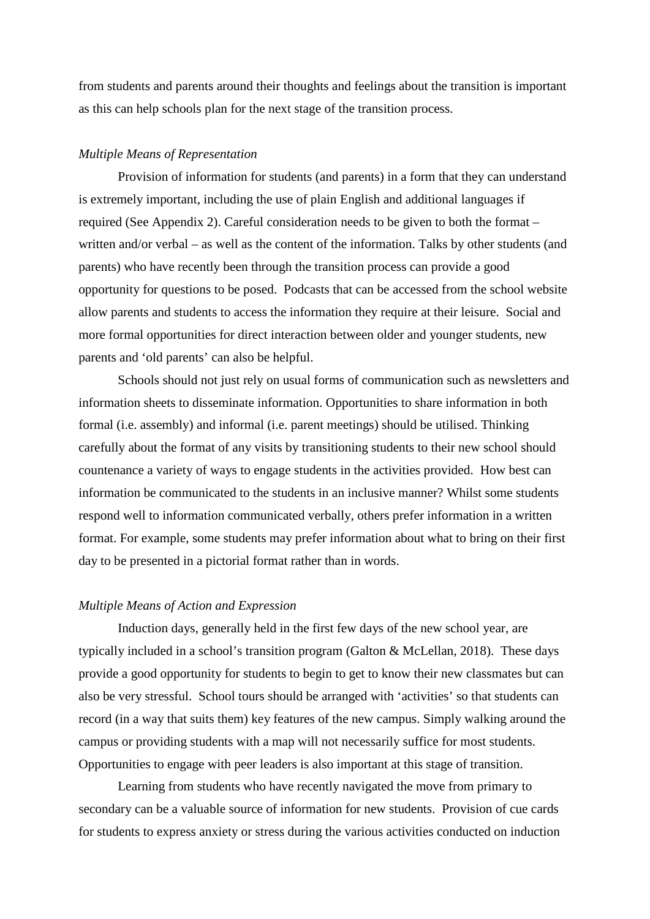from students and parents around their thoughts and feelings about the transition is important as this can help schools plan for the next stage of the transition process.

### *Multiple Means of Representation*

Provision of information for students (and parents) in a form that they can understand is extremely important, including the use of plain English and additional languages if required (See Appendix 2). Careful consideration needs to be given to both the format – written and/or verbal – as well as the content of the information. Talks by other students (and parents) who have recently been through the transition process can provide a good opportunity for questions to be posed. Podcasts that can be accessed from the school website allow parents and students to access the information they require at their leisure. Social and more formal opportunities for direct interaction between older and younger students, new parents and 'old parents' can also be helpful.

Schools should not just rely on usual forms of communication such as newsletters and information sheets to disseminate information. Opportunities to share information in both formal (i.e. assembly) and informal (i.e. parent meetings) should be utilised. Thinking carefully about the format of any visits by transitioning students to their new school should countenance a variety of ways to engage students in the activities provided. How best can information be communicated to the students in an inclusive manner? Whilst some students respond well to information communicated verbally, others prefer information in a written format. For example, some students may prefer information about what to bring on their first day to be presented in a pictorial format rather than in words.

### *Multiple Means of Action and Expression*

Induction days, generally held in the first few days of the new school year, are typically included in a school's transition program (Galton & McLellan, 2018). These days provide a good opportunity for students to begin to get to know their new classmates but can also be very stressful. School tours should be arranged with 'activities' so that students can record (in a way that suits them) key features of the new campus. Simply walking around the campus or providing students with a map will not necessarily suffice for most students. Opportunities to engage with peer leaders is also important at this stage of transition.

Learning from students who have recently navigated the move from primary to secondary can be a valuable source of information for new students. Provision of cue cards for students to express anxiety or stress during the various activities conducted on induction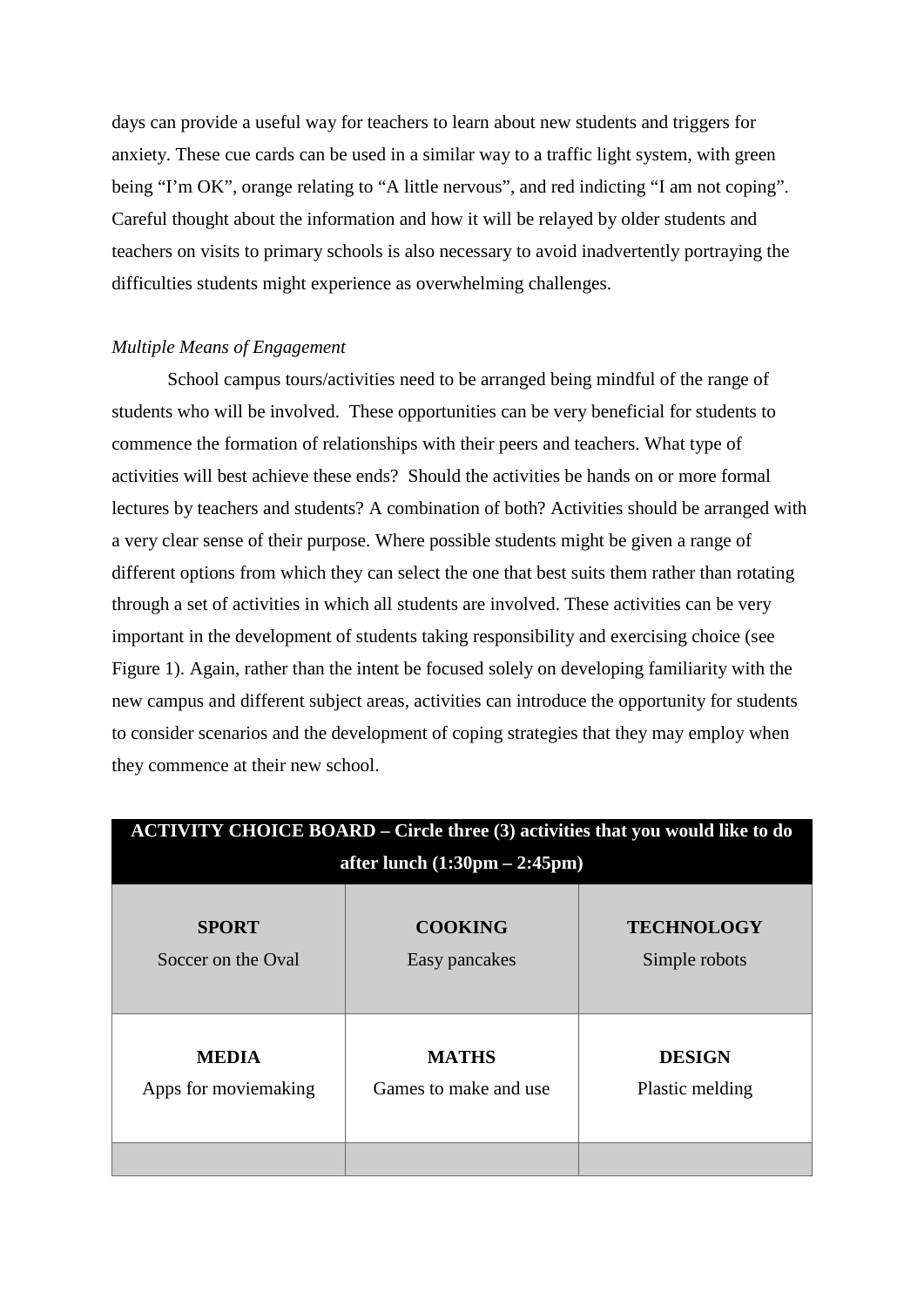days can provide a useful way for teachers to learn about new students and triggers for anxiety. These cue cards can be used in a similar way to a traffic light system, with green being "I'm OK", orange relating to "A little nervous", and red indicting "I am not coping". Careful thought about the information and how it will be relayed by older students and teachers on visits to primary schools is also necessary to avoid inadvertently portraying the difficulties students might experience as overwhelming challenges.

*Multiple Means of Engagement*

School campus tours/activities need to be arranged being mindful of the range of students who will be involved. These opportunities can be very beneficial for students to commence the formation of relationships with their peers and teachers. What type of activities will best achieve these ends? Should the activities be hands on or more formal lectures by teachers and students? A combination of both? Activities should be arranged with a very clear sense of their purpose. Where possible students might be given a range of different options from which they can select the one that best suits them rather than rotating through a set of activities in which all students are involved. These activities can be very important in the development of students taking responsibility and exercising choice (see Figure 1). Again, rather than the intent be focused solely on developing familiarity with the new campus and different subject areas, activities can introduce the opportunity for students to consider scenarios and the development of coping strategies that they may employ when they commence at their new school.

| ACTIVITY CHOICE BOARD – Circle three (3) activities that you would like to do after lunch (1:30pm – 2:45pm) | | |
|---|---|---|
| **SPORT**<br>Soccer on the Oval | **COOKING**<br>Easy pancakes | **TECHNOLOGY**<br>Simple robots |
| **MEDIA**<br>Apps for moviemaking | **MATHS**<br>Games to make and use | **DESIGN**<br>Plastic melding |
| | | |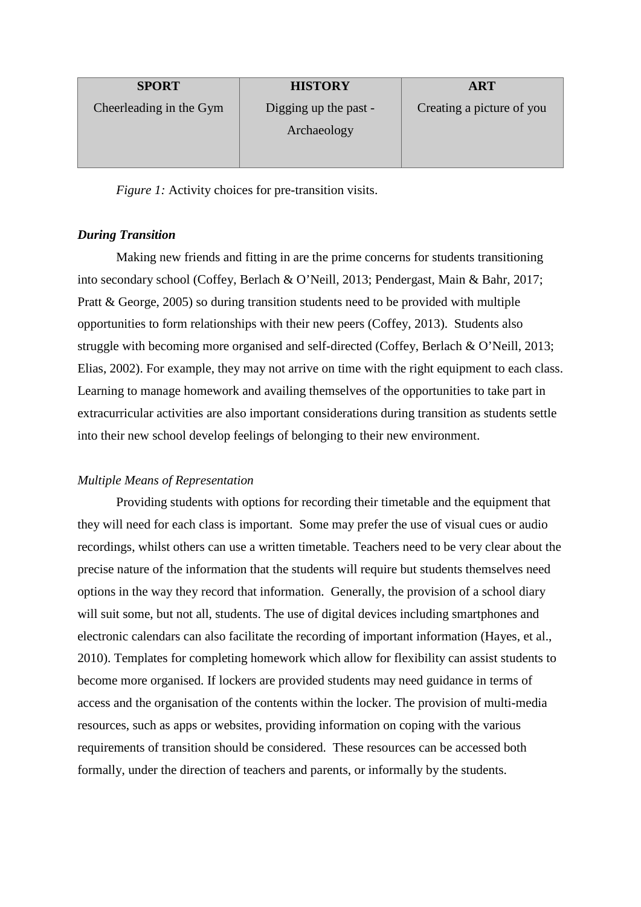| SPORT | HISTORY | ART |
|---|---|---|
| Cheerleading in the Gym | Digging up the past - Archaeology | Creating a picture of you |

*Figure 1:* Activity choices for pre-transition visits.

### ***During Transition***

Making new friends and fitting in are the prime concerns for students transitioning into secondary school (Coffey, Berlach & O'Neill, 2013; Pendergast, Main & Bahr, 2017; Pratt & George, 2005) so during transition students need to be provided with multiple opportunities to form relationships with their new peers (Coffey, 2013). Students also struggle with becoming more organised and self-directed (Coffey, Berlach & O'Neill, 2013; Elias, 2002). For example, they may not arrive on time with the right equipment to each class. Learning to manage homework and availing themselves of the opportunities to take part in extracurricular activities are also important considerations during transition as students settle into their new school develop feelings of belonging to their new environment.

#### *Multiple Means of Representation*

Providing students with options for recording their timetable and the equipment that they will need for each class is important. Some may prefer the use of visual cues or audio recordings, whilst others can use a written timetable. Teachers need to be very clear about the precise nature of the information that the students will require but students themselves need options in the way they record that information. Generally, the provision of a school diary will suit some, but not all, students. The use of digital devices including smartphones and electronic calendars can also facilitate the recording of important information (Hayes, et al., 2010). Templates for completing homework which allow for flexibility can assist students to become more organised. If lockers are provided students may need guidance in terms of access and the organisation of the contents within the locker. The provision of multi-media resources, such as apps or websites, providing information on coping with the various requirements of transition should be considered. These resources can be accessed both formally, under the direction of teachers and parents, or informally by the students.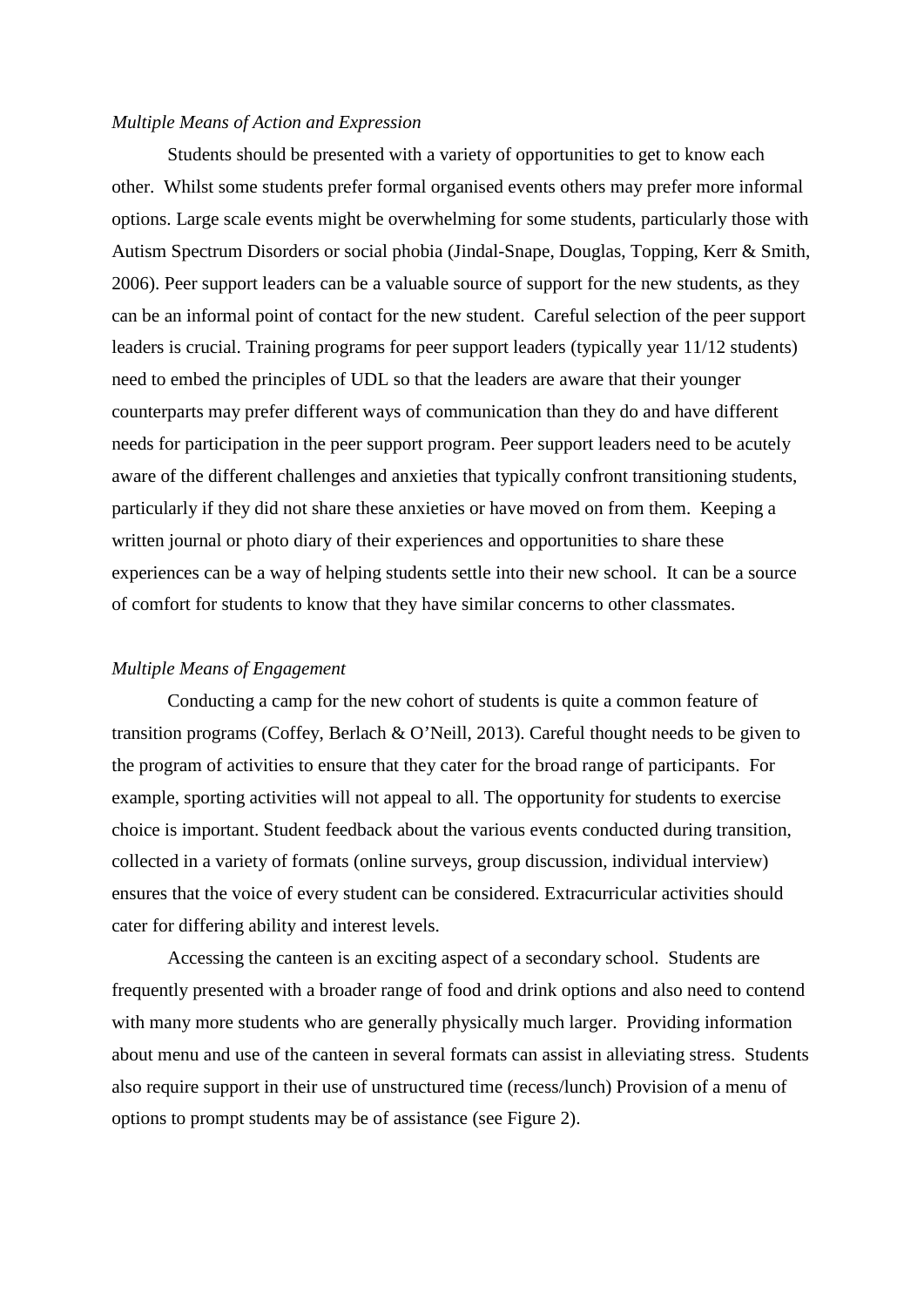*Multiple Means of Action and Expression*

Students should be presented with a variety of opportunities to get to know each other. Whilst some students prefer formal organised events others may prefer more informal options. Large scale events might be overwhelming for some students, particularly those with Autism Spectrum Disorders or social phobia (Jindal-Snape, Douglas, Topping, Kerr & Smith, 2006). Peer support leaders can be a valuable source of support for the new students, as they can be an informal point of contact for the new student. Careful selection of the peer support leaders is crucial. Training programs for peer support leaders (typically year 11/12 students) need to embed the principles of UDL so that the leaders are aware that their younger counterparts may prefer different ways of communication than they do and have different needs for participation in the peer support program. Peer support leaders need to be acutely aware of the different challenges and anxieties that typically confront transitioning students, particularly if they did not share these anxieties or have moved on from them. Keeping a written journal or photo diary of their experiences and opportunities to share these experiences can be a way of helping students settle into their new school. It can be a source of comfort for students to know that they have similar concerns to other classmates.

*Multiple Means of Engagement*

Conducting a camp for the new cohort of students is quite a common feature of transition programs (Coffey, Berlach & O'Neill, 2013). Careful thought needs to be given to the program of activities to ensure that they cater for the broad range of participants. For example, sporting activities will not appeal to all. The opportunity for students to exercise choice is important. Student feedback about the various events conducted during transition, collected in a variety of formats (online surveys, group discussion, individual interview) ensures that the voice of every student can be considered. Extracurricular activities should cater for differing ability and interest levels.

Accessing the canteen is an exciting aspect of a secondary school. Students are frequently presented with a broader range of food and drink options and also need to contend with many more students who are generally physically much larger. Providing information about menu and use of the canteen in several formats can assist in alleviating stress. Students also require support in their use of unstructured time (recess/lunch) Provision of a menu of options to prompt students may be of assistance (see Figure 2).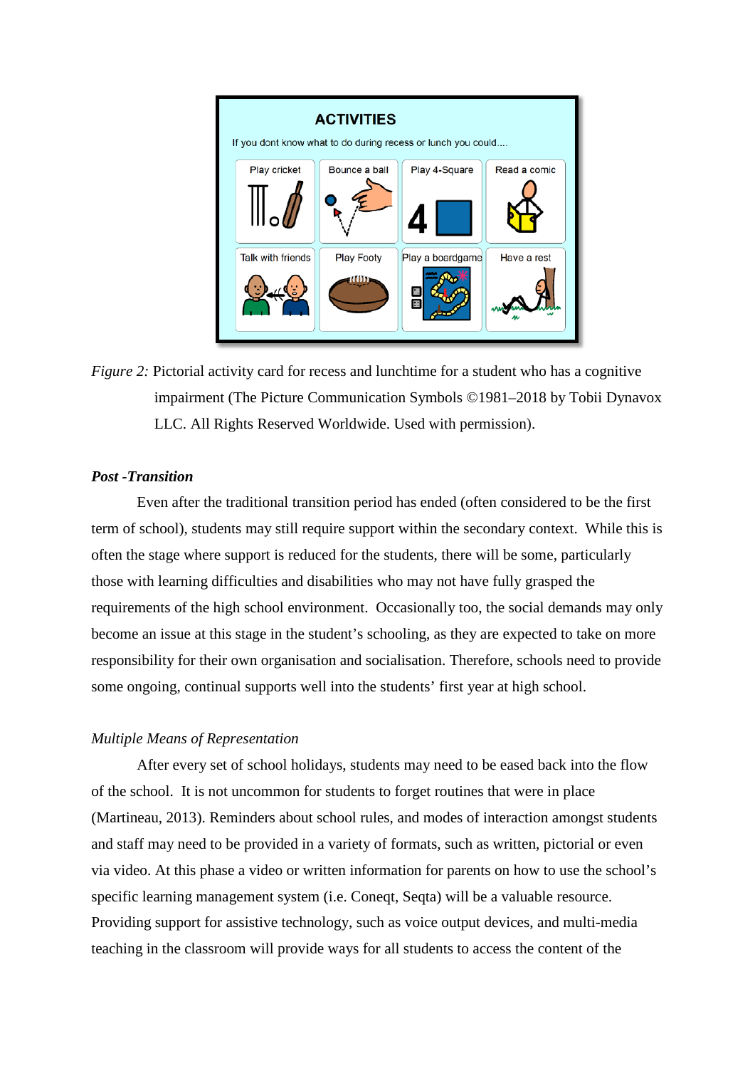ACTIVITIES

If you dont know what to do during recess or lunch you could....

Play cricket

Bounce a ball

Play 4-Square

Read a comic

Talk with friends

Play Footy

Play a boardgame

Have a rest

*Figure 2:* Pictorial activity card for recess and lunchtime for a student who has a cognitive impairment (The Picture Communication Symbols ©1981–2018 by Tobii Dynavox LLC. All Rights Reserved Worldwide. Used with permission).

***Post -Transition***

Even after the traditional transition period has ended (often considered to be the first term of school), students may still require support within the secondary context. While this is often the stage where support is reduced for the students, there will be some, particularly those with learning difficulties and disabilities who may not have fully grasped the requirements of the high school environment. Occasionally too, the social demands may only become an issue at this stage in the student's schooling, as they are expected to take on more responsibility for their own organisation and socialisation. Therefore, schools need to provide some ongoing, continual supports well into the students' first year at high school.

*Multiple Means of Representation*

After every set of school holidays, students may need to be eased back into the flow of the school. It is not uncommon for students to forget routines that were in place (Martineau, 2013). Reminders about school rules, and modes of interaction amongst students and staff may need to be provided in a variety of formats, such as written, pictorial or even via video. At this phase a video or written information for parents on how to use the school's specific learning management system (i.e. Coneqt, Seqta) will be a valuable resource. Providing support for assistive technology, such as voice output devices, and multi-media teaching in the classroom will provide ways for all students to access the content of the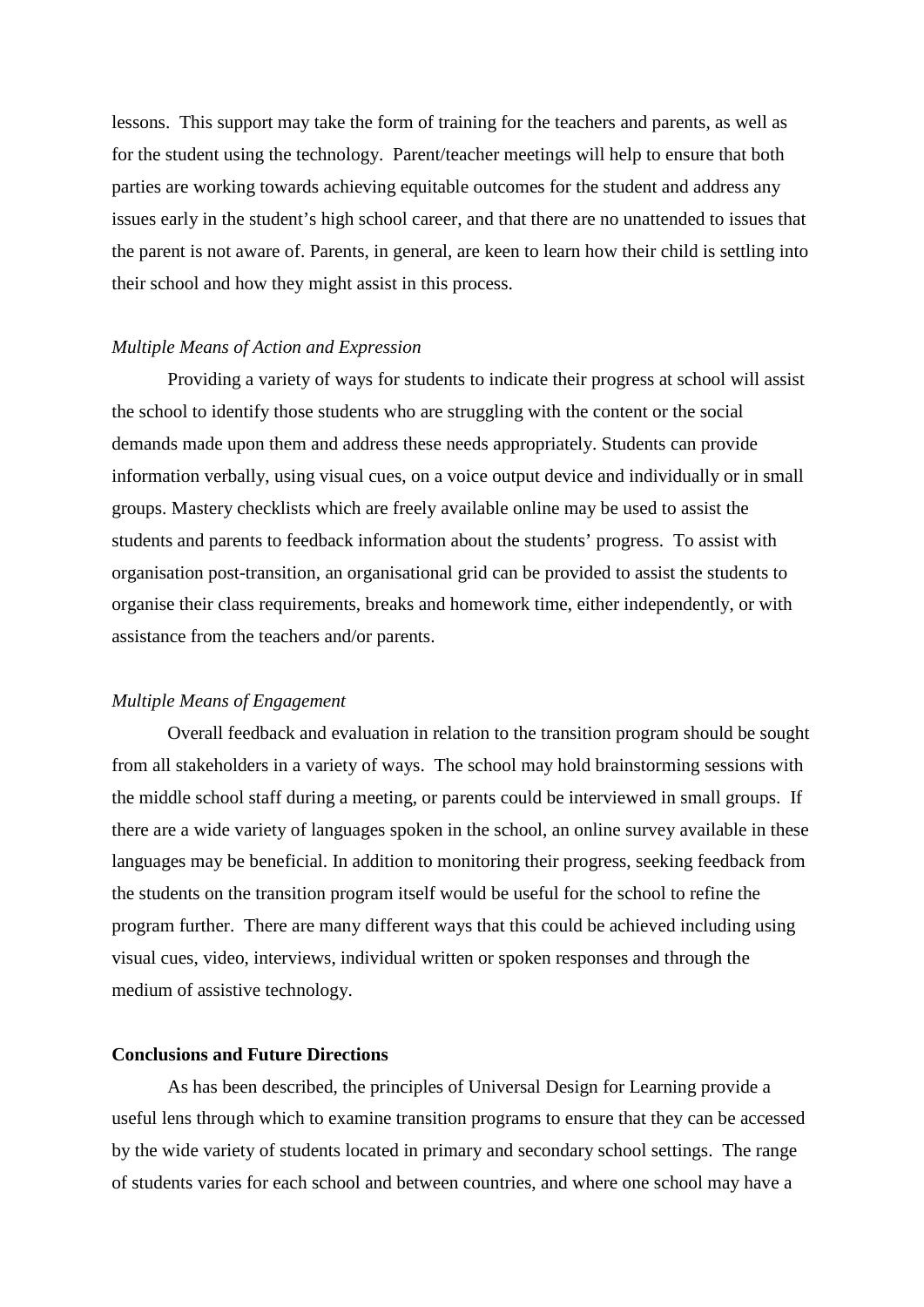lessons. This support may take the form of training for the teachers and parents, as well as for the student using the technology. Parent/teacher meetings will help to ensure that both parties are working towards achieving equitable outcomes for the student and address any issues early in the student's high school career, and that there are no unattended to issues that the parent is not aware of. Parents, in general, are keen to learn how their child is settling into their school and how they might assist in this process.

### *Multiple Means of Action and Expression*

Providing a variety of ways for students to indicate their progress at school will assist the school to identify those students who are struggling with the content or the social demands made upon them and address these needs appropriately. Students can provide information verbally, using visual cues, on a voice output device and individually or in small groups. Mastery checklists which are freely available online may be used to assist the students and parents to feedback information about the students' progress. To assist with organisation post-transition, an organisational grid can be provided to assist the students to organise their class requirements, breaks and homework time, either independently, or with assistance from the teachers and/or parents.

### *Multiple Means of Engagement*

Overall feedback and evaluation in relation to the transition program should be sought from all stakeholders in a variety of ways. The school may hold brainstorming sessions with the middle school staff during a meeting, or parents could be interviewed in small groups. If there are a wide variety of languages spoken in the school, an online survey available in these languages may be beneficial. In addition to monitoring their progress, seeking feedback from the students on the transition program itself would be useful for the school to refine the program further. There are many different ways that this could be achieved including using visual cues, video, interviews, individual written or spoken responses and through the medium of assistive technology.

## **Conclusions and Future Directions**

As has been described, the principles of Universal Design for Learning provide a useful lens through which to examine transition programs to ensure that they can be accessed by the wide variety of students located in primary and secondary school settings. The range of students varies for each school and between countries, and where one school may have a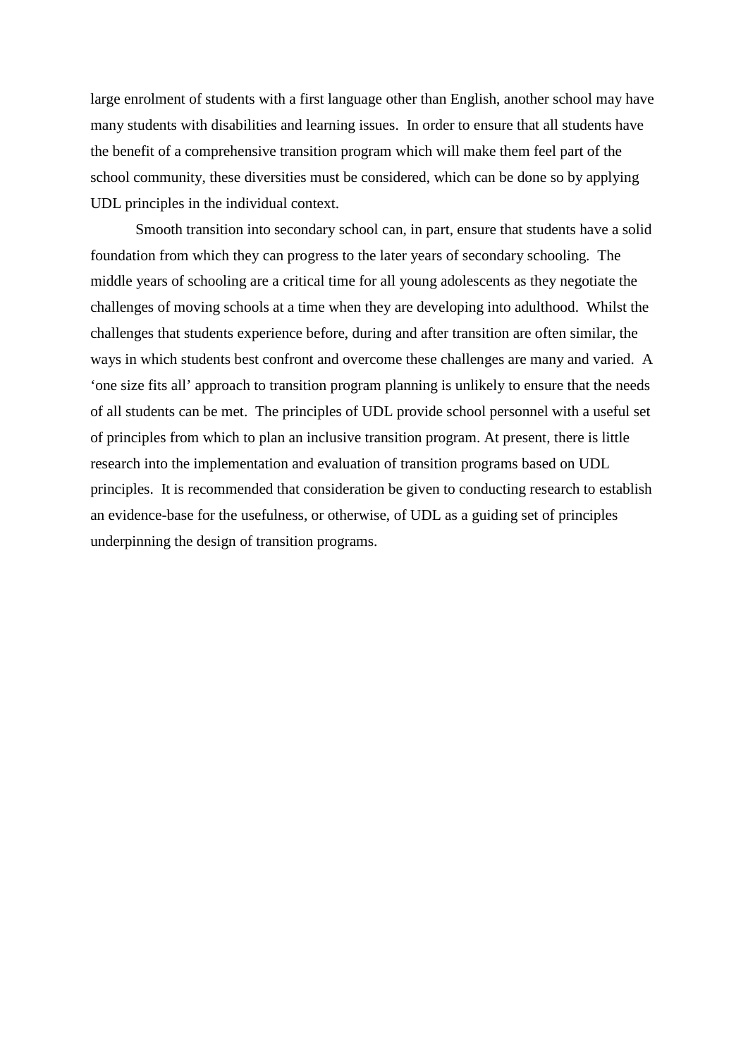large enrolment of students with a first language other than English, another school may have many students with disabilities and learning issues. In order to ensure that all students have the benefit of a comprehensive transition program which will make them feel part of the school community, these diversities must be considered, which can be done so by applying UDL principles in the individual context.

Smooth transition into secondary school can, in part, ensure that students have a solid foundation from which they can progress to the later years of secondary schooling. The middle years of schooling are a critical time for all young adolescents as they negotiate the challenges of moving schools at a time when they are developing into adulthood. Whilst the challenges that students experience before, during and after transition are often similar, the ways in which students best confront and overcome these challenges are many and varied. A 'one size fits all' approach to transition program planning is unlikely to ensure that the needs of all students can be met. The principles of UDL provide school personnel with a useful set of principles from which to plan an inclusive transition program. At present, there is little research into the implementation and evaluation of transition programs based on UDL principles. It is recommended that consideration be given to conducting research to establish an evidence-base for the usefulness, or otherwise, of UDL as a guiding set of principles underpinning the design of transition programs.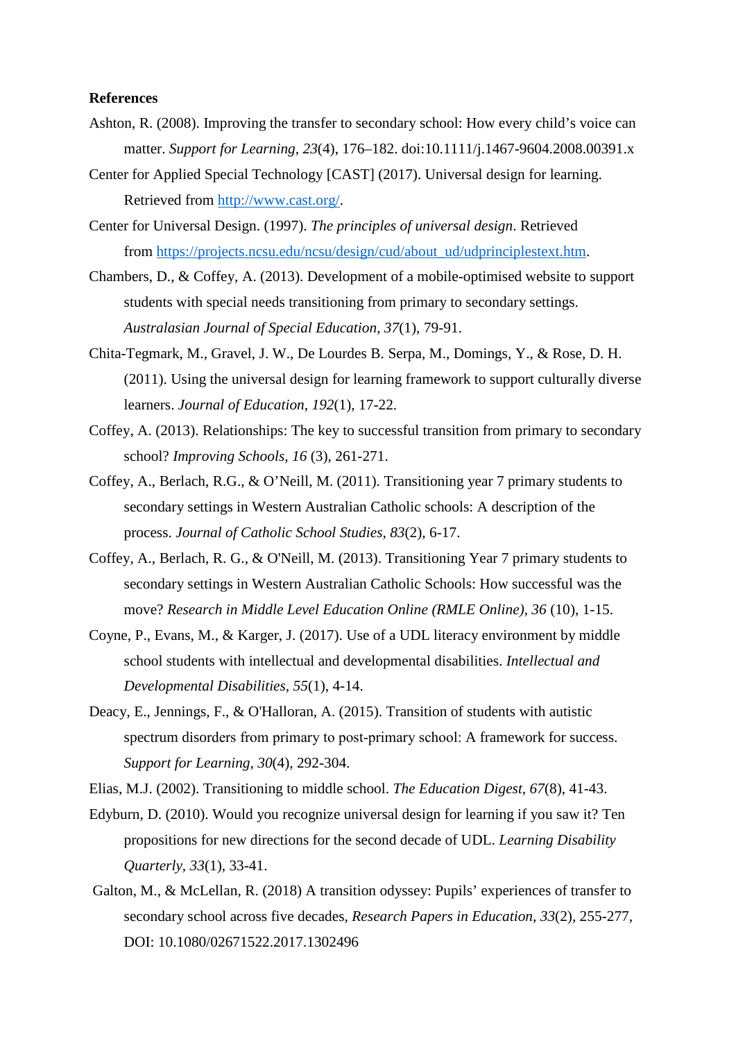**References**

Ashton, R. (2008). Improving the transfer to secondary school: How every child's voice can matter. *Support for Learning*, *23*(4), 176–182. doi:10.1111/j.1467-9604.2008.00391.x

Center for Applied Special Technology [CAST] (2017). Universal design for learning. Retrieved from http://www.cast.org/.

Center for Universal Design. (1997). *The principles of universal design*. Retrieved from https://projects.ncsu.edu/ncsu/design/cud/about_ud/udprinciplestext.htm.

Chambers, D., & Coffey, A. (2013). Development of a mobile-optimised website to support students with special needs transitioning from primary to secondary settings. *Australasian Journal of Special Education*, *37*(1), 79-91.

Chita-Tegmark, M., Gravel, J. W., De Lourdes B. Serpa, M., Domings, Y., & Rose, D. H. (2011). Using the universal design for learning framework to support culturally diverse learners. *Journal of Education*, *192*(1), 17-22.

Coffey, A. (2013). Relationships: The key to successful transition from primary to secondary school? *Improving Schools*, *16* (3), 261-271.

Coffey, A., Berlach, R.G., & O'Neill, M. (2011). Transitioning year 7 primary students to secondary settings in Western Australian Catholic schools: A description of the process. *Journal of Catholic School Studies*, *83*(2), 6-17.

Coffey, A., Berlach, R. G., & O'Neill, M. (2013). Transitioning Year 7 primary students to secondary settings in Western Australian Catholic Schools: How successful was the move? *Research in Middle Level Education Online (RMLE Online)*, *36* (10), 1-15.

Coyne, P., Evans, M., & Karger, J. (2017). Use of a UDL literacy environment by middle school students with intellectual and developmental disabilities. *Intellectual and Developmental Disabilities*, *55*(1), 4-14.

Deacy, E., Jennings, F., & O'Halloran, A. (2015). Transition of students with autistic spectrum disorders from primary to post-primary school: A framework for success. *Support for Learning*, *30*(4), 292-304.

Elias, M.J. (2002). Transitioning to middle school. *The Education Digest*, *67*(8), 41-43.

Edyburn, D. (2010). Would you recognize universal design for learning if you saw it? Ten propositions for new directions for the second decade of UDL. *Learning Disability Quarterly*, *33*(1), 33-41.

Galton, M., & McLellan, R. (2018) A transition odyssey: Pupils' experiences of transfer to secondary school across five decades, *Research Papers in Education*, *33*(2), 255-277, DOI: 10.1080/02671522.2017.1302496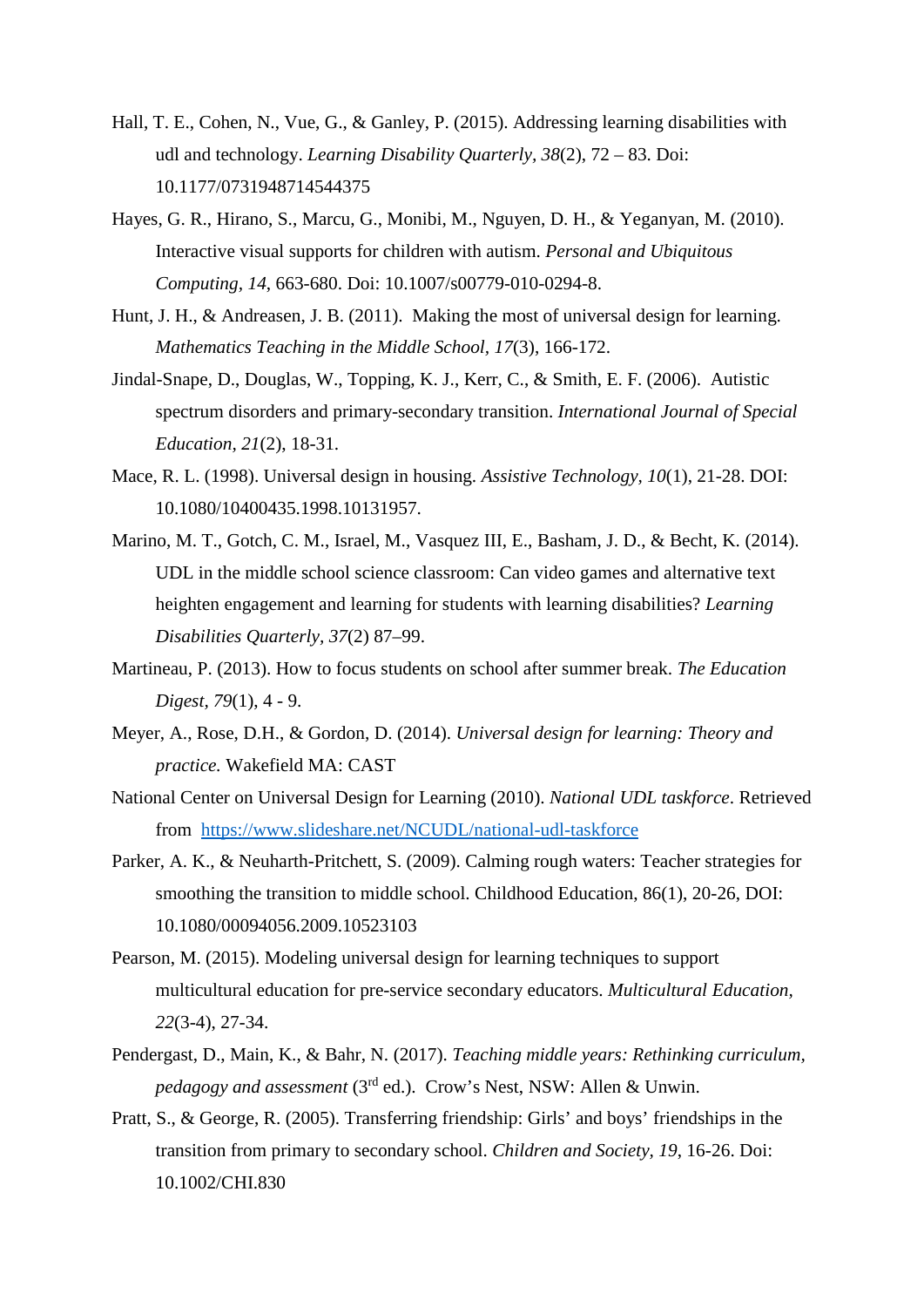Hall, T. E., Cohen, N., Vue, G., & Ganley, P. (2015). Addressing learning disabilities with udl and technology. *Learning Disability Quarterly*, *38*(2), 72 – 83. Doi: 10.1177/0731948714544375

Hayes, G. R., Hirano, S., Marcu, G., Monibi, M., Nguyen, D. H., & Yeganyan, M. (2010). Interactive visual supports for children with autism. *Personal and Ubiquitous Computing*, *14*, 663-680. Doi: 10.1007/s00779-010-0294-8.

Hunt, J. H., & Andreasen, J. B. (2011). Making the most of universal design for learning. *Mathematics Teaching in the Middle School*, *17*(3), 166-172.

Jindal-Snape, D., Douglas, W., Topping, K. J., Kerr, C., & Smith, E. F. (2006). Autistic spectrum disorders and primary-secondary transition. *International Journal of Special Education*, *21*(2), 18-31.

Mace, R. L. (1998). Universal design in housing. *Assistive Technology*, *10*(1), 21-28. DOI: 10.1080/10400435.1998.10131957.

Marino, M. T., Gotch, C. M., Israel, M., Vasquez III, E., Basham, J. D., & Becht, K. (2014). UDL in the middle school science classroom: Can video games and alternative text heighten engagement and learning for students with learning disabilities? *Learning Disabilities Quarterly*, *37*(2) 87–99.

Martineau, P. (2013). How to focus students on school after summer break. *The Education Digest*, *79*(1), 4 - 9.

Meyer, A., Rose, D.H., & Gordon, D. (2014). *Universal design for learning: Theory and practice.* Wakefield MA: CAST

National Center on Universal Design for Learning (2010). *National UDL taskforce*. Retrieved from https://www.slideshare.net/NCUDL/national-udl-taskforce

Parker, A. K., & Neuharth-Pritchett, S. (2009). Calming rough waters: Teacher strategies for smoothing the transition to middle school. Childhood Education, 86(1), 20-26, DOI: 10.1080/00094056.2009.10523103

Pearson, M. (2015). Modeling universal design for learning techniques to support multicultural education for pre-service secondary educators. *Multicultural Education, 22*(3-4), 27-34.

Pendergast, D., Main, K., & Bahr, N. (2017). *Teaching middle years: Rethinking curriculum, pedagogy and assessment* (3rd ed.). Crow's Nest, NSW: Allen & Unwin.

Pratt, S., & George, R. (2005). Transferring friendship: Girls' and boys' friendships in the transition from primary to secondary school. *Children and Society, 19*, 16-26. Doi: 10.1002/CHI.830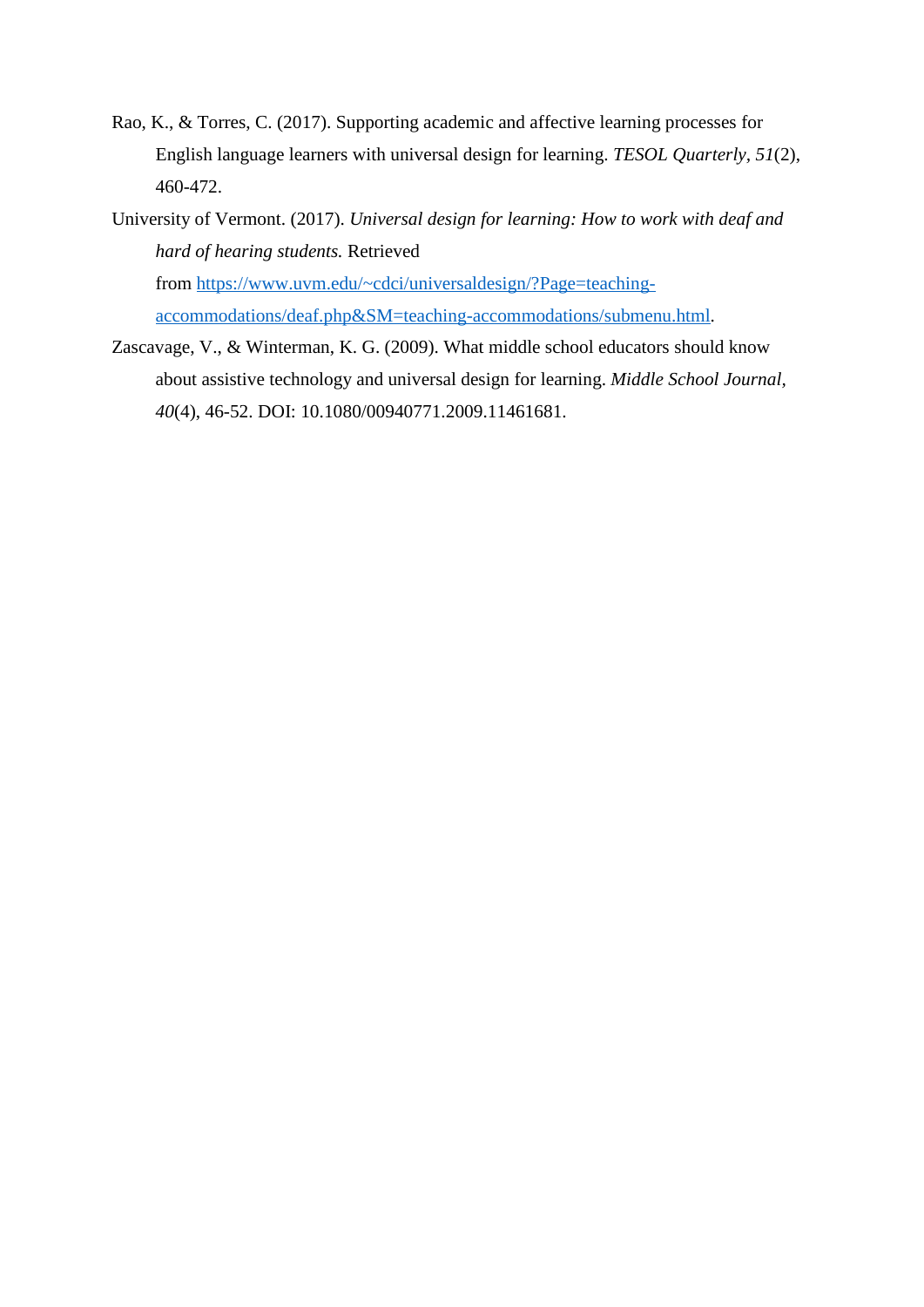Rao, K., & Torres, C. (2017). Supporting academic and affective learning processes for English language learners with universal design for learning. *TESOL Quarterly, 51*(2), 460-472.

University of Vermont. (2017). *Universal design for learning: How to work with deaf and hard of hearing students.* Retrieved from https://www.uvm.edu/~cdci/universaldesign/?Page=teaching-accommodations/deaf.php&SM=teaching-accommodations/submenu.html.

Zascavage, V., & Winterman, K. G. (2009). What middle school educators should know about assistive technology and universal design for learning. *Middle School Journal, 40*(4), 46-52. DOI: 10.1080/00940771.2009.11461681.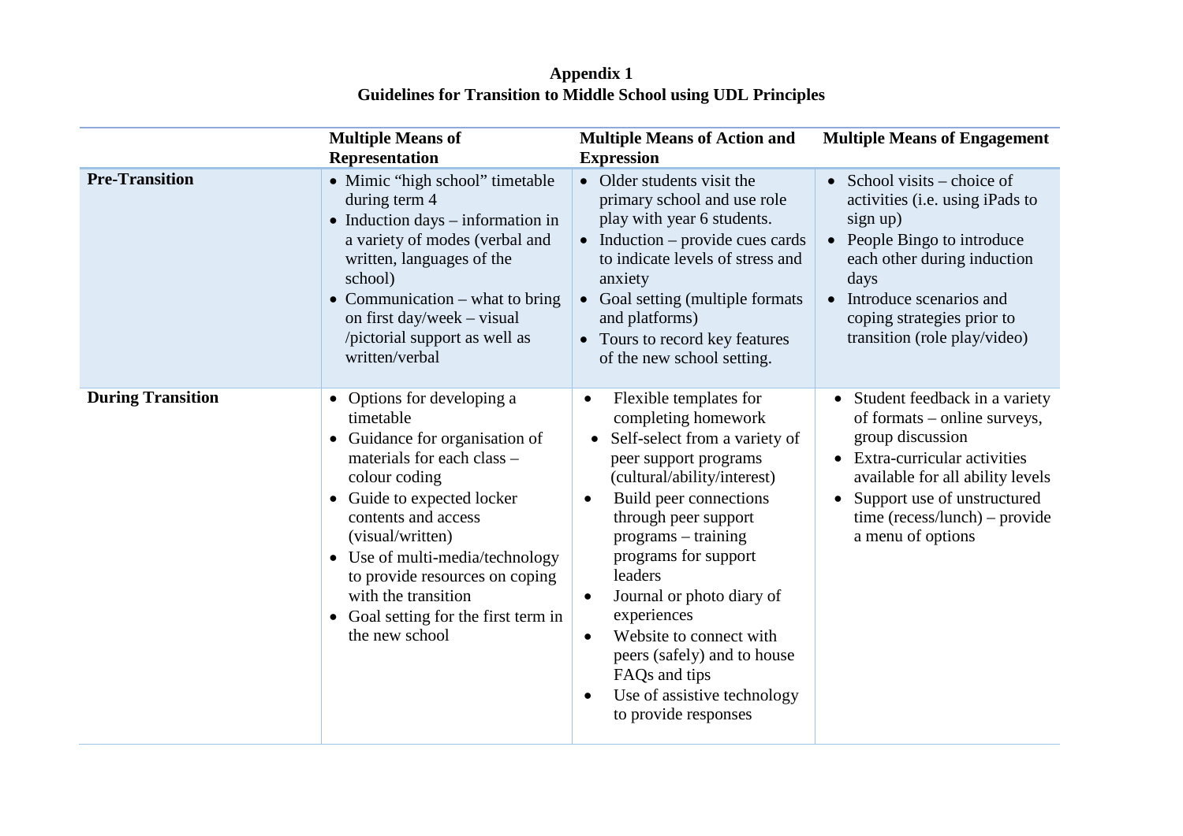**Appendix 1**
**Guidelines for Transition to Middle School using UDL Principles**

| | Multiple Means of Representation | Multiple Means of Action and Expression | Multiple Means of Engagement |
|---|---|---|---|
| **Pre-Transition** | • Mimic "high school" timetable during term 4<br>• Induction days – information in a variety of modes (verbal and written, languages of the school)<br>• Communication – what to bring on first day/week – visual /pictorial support as well as written/verbal | • Older students visit the primary school and use role play with year 6 students.<br>• Induction – provide cues cards to indicate levels of stress and anxiety<br>• Goal setting (multiple formats and platforms)<br>• Tours to record key features of the new school setting. | • School visits – choice of activities (i.e. using iPads to sign up)<br>• People Bingo to introduce each other during induction days<br>• Introduce scenarios and coping strategies prior to transition (role play/video) |
| **During Transition** | • Options for developing a timetable<br>• Guidance for organisation of materials for each class – colour coding<br>• Guide to expected locker contents and access (visual/written)<br>• Use of multi-media/technology to provide resources on coping with the transition<br>• Goal setting for the first term in the new school | • Flexible templates for completing homework<br>• Self-select from a variety of peer support programs (cultural/ability/interest)<br>• Build peer connections through peer support programs – training programs for support leaders<br>• Journal or photo diary of experiences<br>• Website to connect with peers (safely) and to house FAQs and tips<br>• Use of assistive technology to provide responses | • Student feedback in a variety of formats – online surveys, group discussion<br>• Extra-curricular activities available for all ability levels<br>• Support use of unstructured time (recess/lunch) – provide a menu of options |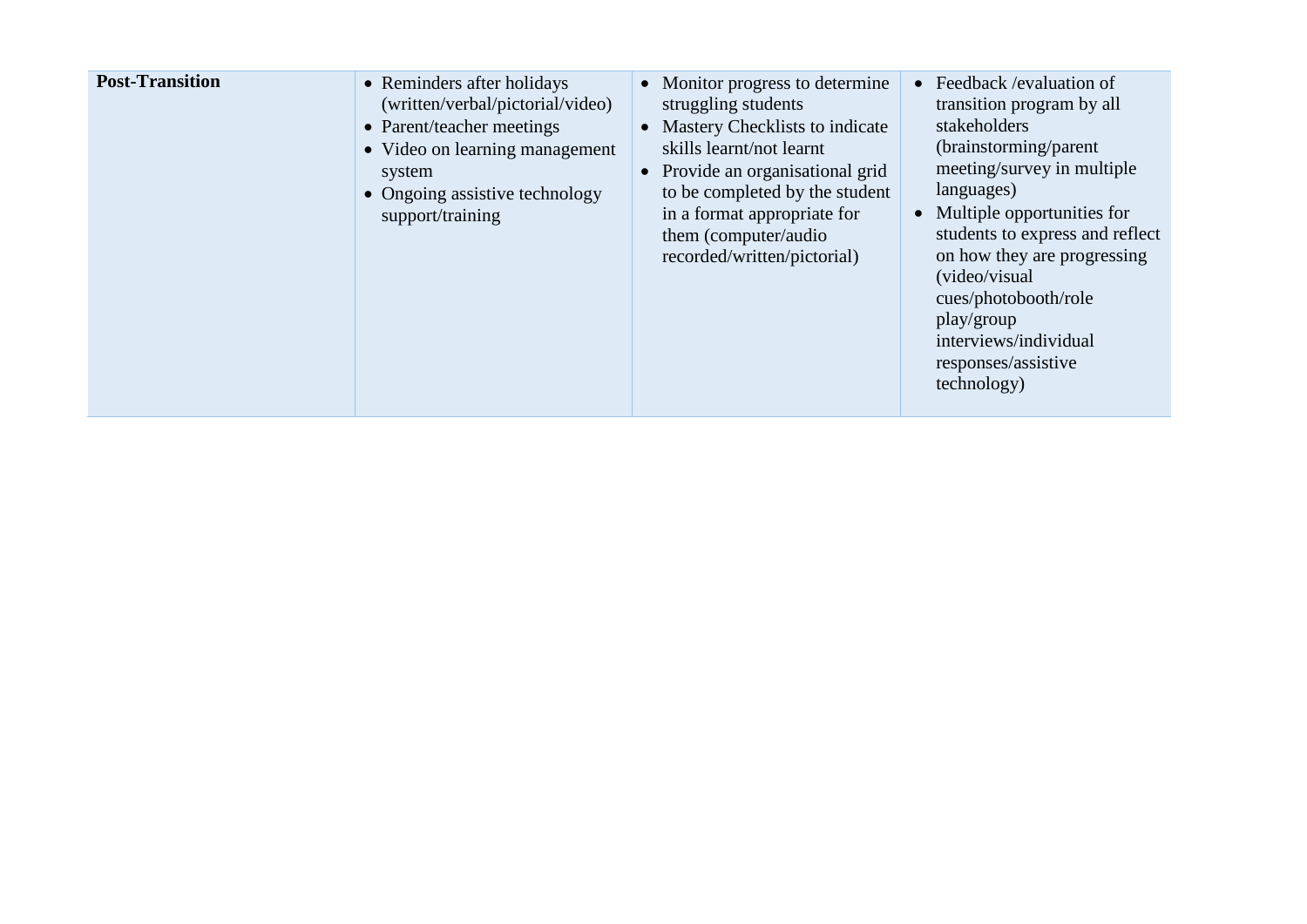| | | | |
|---|---|---|---|
| **Post-Transition** | • Reminders after holidays (written/verbal/pictorial/video)<br>• Parent/teacher meetings<br>• Video on learning management system<br>• Ongoing assistive technology support/training | • Monitor progress to determine struggling students<br>• Mastery Checklists to indicate skills learnt/not learnt<br>• Provide an organisational grid to be completed by the student in a format appropriate for them (computer/audio recorded/written/pictorial) | • Feedback /evaluation of transition program by all stakeholders (brainstorming/parent meeting/survey in multiple languages)<br>• Multiple opportunities for students to express and reflect on how they are progressing (video/visual cues/photobooth/role play/group interviews/individual responses/assistive technology) |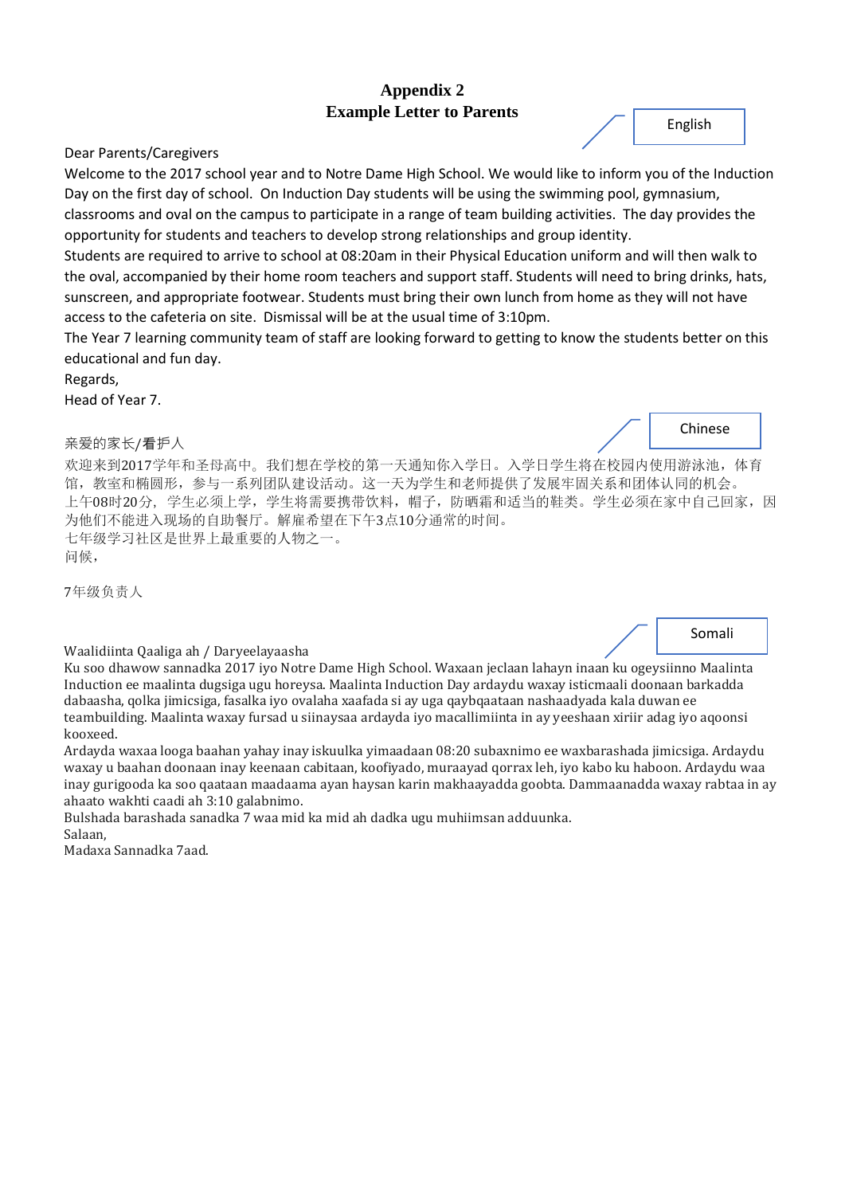**Appendix 2**
**Example Letter to Parents**

English

Dear Parents/Caregivers
Welcome to the 2017 school year and to Notre Dame High School. We would like to inform you of the Induction Day on the first day of school. On Induction Day students will be using the swimming pool, gymnasium, classrooms and oval on the campus to participate in a range of team building activities. The day provides the opportunity for students and teachers to develop strong relationships and group identity.
Students are required to arrive to school at 08:20am in their Physical Education uniform and will then walk to the oval, accompanied by their home room teachers and support staff. Students will need to bring drinks, hats, sunscreen, and appropriate footwear. Students must bring their own lunch from home as they will not have access to the cafeteria on site. Dismissal will be at the usual time of 3:10pm.
The Year 7 learning community team of staff are looking forward to getting to know the students better on this educational and fun day.
Regards,
Head of Year 7.

Chinese

亲爱的家长/看护人
欢迎来到2017学年和圣母高中。我们想在学校的第一天通知你入学日。入学日学生将在校园内使用游泳池，体育馆，教室和椭圆形，参与一系列团队建设活动。这一天为学生和老师提供了发展牢固关系和团体认同的机会。
上午08时20分， 学生必须上学，学生将需要携带饮料，帽子，防晒霜和适当的鞋类。学生必须在家中自己回家，因为他们不能进入现场的自助餐厅。解雇希望在下午3点10分通常的时间。
七年级学习社区是世界上最重要的人物之一。
问候，

7年级负责人

Somali

Waalidiinta Qaaliga ah / Daryeelayaasha
Ku soo dhawow sannadka 2017 iyo Notre Dame High School. Waxaan jeclaan lahayn inaan ku ogeysiinno Maalinta Induction ee maalinta dugsiga ugu horeysa. Maalinta Induction Day ardaydu waxay isticmaali doonaan barkadda dabaasha, qolka jimicsiga, fasalka iyo ovalaha xaafada si ay uga qaybqaataan nashaadyada kala duwan ee teambuilding. Maalinta waxay fursad u siinaysaa ardayda iyo macallimiinta in ay yeeshaan xiriir adag iyo aqoonsi kooxeed.
Ardayda waxaa looga baahan yahay inay iskuulka yimaadaan 08:20 subaxnimo ee waxbarashada jimicsiga. Ardaydu waxay u baahan doonaan inay keenaan cabitaan, koofiyado, muraayad qorrax leh, iyo kabo ku haboon. Ardaydu waa inay gurigooda ka soo qaataan maadaama ayan haysan karin makhaayadda goobta. Dammaanadda waxay rabtaa in ay ahaato wakhti caadi ah 3:10 galabnimo.
Bulshada barashada sanadka 7 waa mid ka mid ah dadka ugu muhiimsan adduunka.
Salaan,
Madaxa Sannadka 7aad.